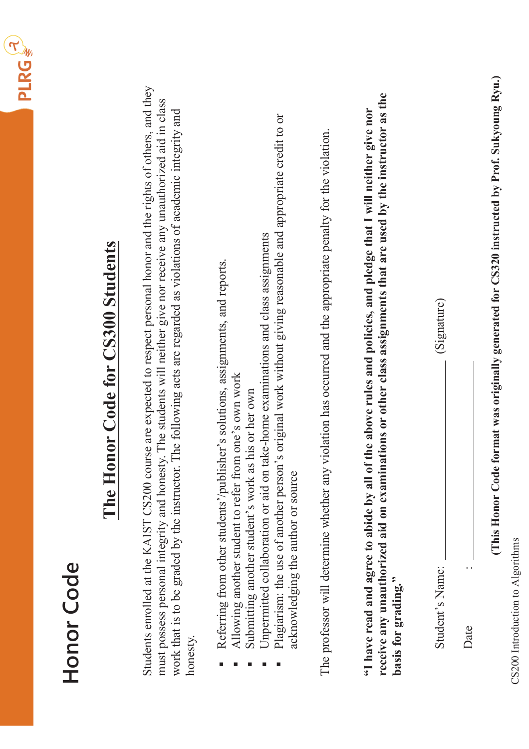# Honor Code

## The Honor Code for CS300 Students

Students enrolled at the KAIST CS200 course are expected to respect personal honor and the rights of others, and they must possess personal integrity and honesty. The students will neither give nor receive any unauthorized aid in class work that is to be graded by the instructor. The following acts are regarded as violations of academic integrity and honesty.

- Referring from other students'/publisher's solutions, assignments, and reports.
- Allowing another student to refer from one's own work
- Submitting another student's work as his or her own
- Unpermitted collaboration or aid on take-home examinations and class assignments
- Plagiarism: the use of another person's original work without giving reasonable and appropriate credit to or acknowledging the author or source

The professor will determine whether any violation has occurred and the appropriate penalty for the violation.

**"I have read and agree to abide by all of the above rules and policies, and pledge that I will neither give nor receive any unauthorized aid on examinations or other class assignments that are used by the instructor as the basis for grading."**

Student's Name: \_\_\_\_\_\_\_\_\_\_\_\_\_\_\_\_\_\_\_\_ (Signature)

Date : \_\_\_\_\_\_\_\_\_\_\_\_\_\_\_\_\_\_\_\_

**(This Honor Code format was originally generated for CS320 instructed by Prof. Sukyoung Ryu.)**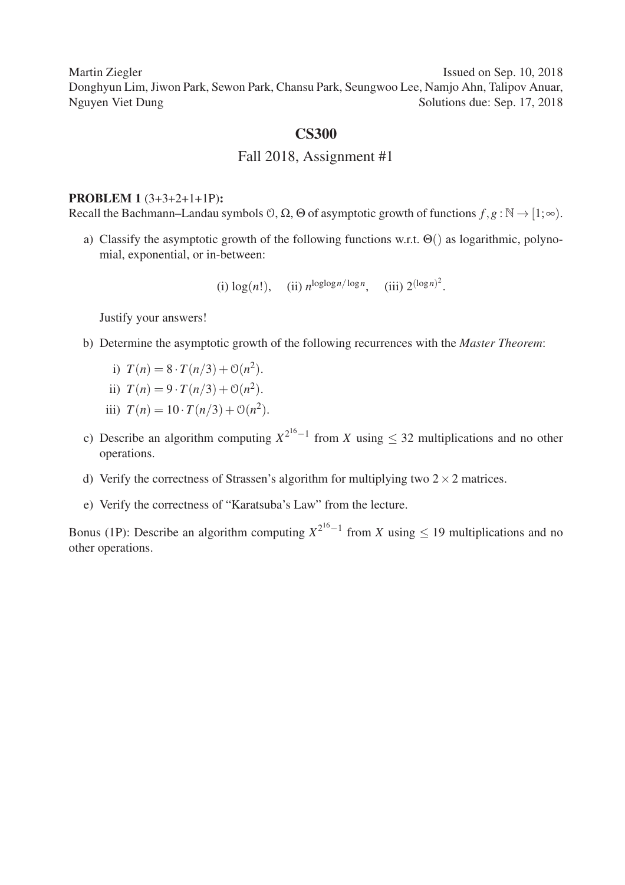Martin Ziegler Issued on Sep. 10, 2018
Donghyun Lim, Jiwon Park, Sewon Park, Chansu Park, Seungwoo Lee, Namjo Ahn, Talipov Anuar, Nguyen Viet Dung Solutions due: Sep. 17, 2018

# CS300

## Fall 2018, Assignment #1

**PROBLEM 1** (3+3+2+1+1P)**:**
Recall the Bachmann–Landau symbols $\mathcal{O}$, $\Omega$, $\Theta$ of asymptotic growth of functions $f,g:\mathbb{N}\to[1;\infty)$.

a) Classify the asymptotic growth of the following functions w.r.t. $\Theta()$ as logarithmic, polynomial, exponential, or in-between:

$$\text{(i) } \log(n!), \quad \text{(ii) } n^{\log\log n/\log n}, \quad \text{(iii) } 2^{(\log n)^2}.$$

Justify your answers!

b) Determine the asymptotic growth of the following recurrences with the *Master Theorem*:

i) $T(n) = 8\cdot T(n/3) + \mathcal{O}(n^2)$.

ii) $T(n) = 9\cdot T(n/3) + \mathcal{O}(n^2)$.

iii) $T(n) = 10\cdot T(n/3) + \mathcal{O}(n^2)$.

c) Describe an algorithm computing $X^{2^{16}-1}$ from $X$ using $\leq 32$ multiplications and no other operations.

d) Verify the correctness of Strassen's algorithm for multiplying two $2\times 2$ matrices.

e) Verify the correctness of "Karatsuba's Law" from the lecture.

Bonus (1P): Describe an algorithm computing $X^{2^{16}-1}$ from $X$ using $\leq 19$ multiplications and no other operations.